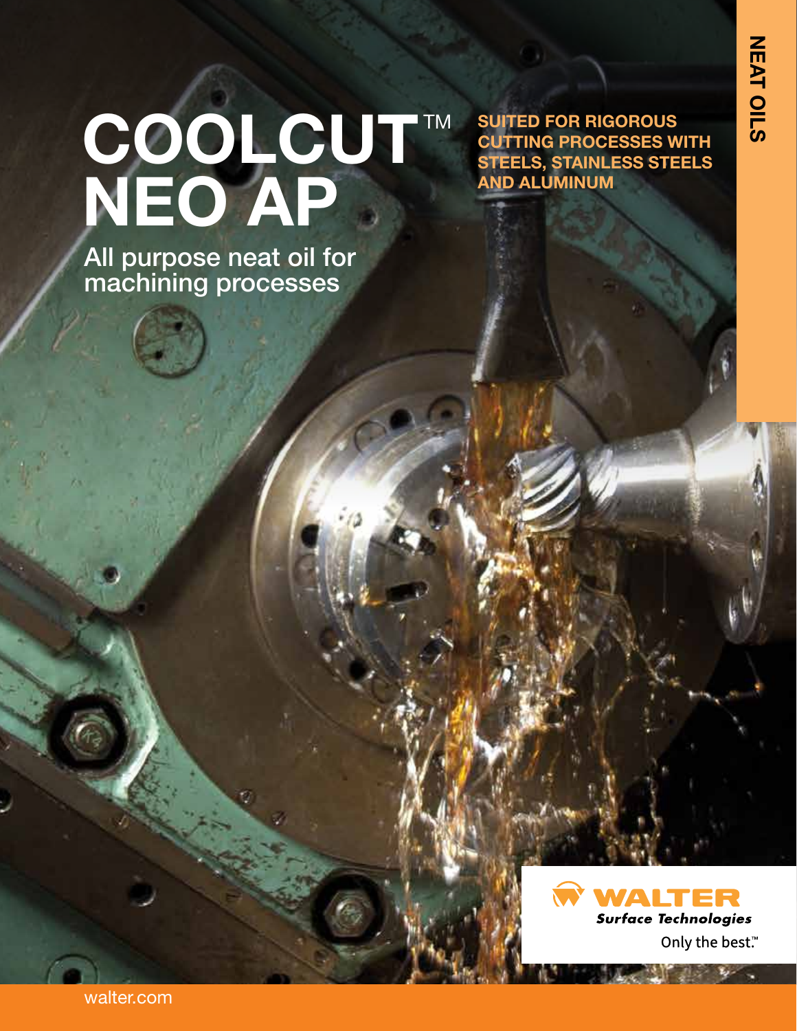NEAT OILS

# COOLCUT™ NEO AP

## All purpose neat oil for machining processes

**SUITED FOR RIGOROUS CUTTING PROCESSES WITH STEELS, STAINLESS STEELS AND ALUMINUM**

WALTER Surface Technologies

Only the best.™

walter.com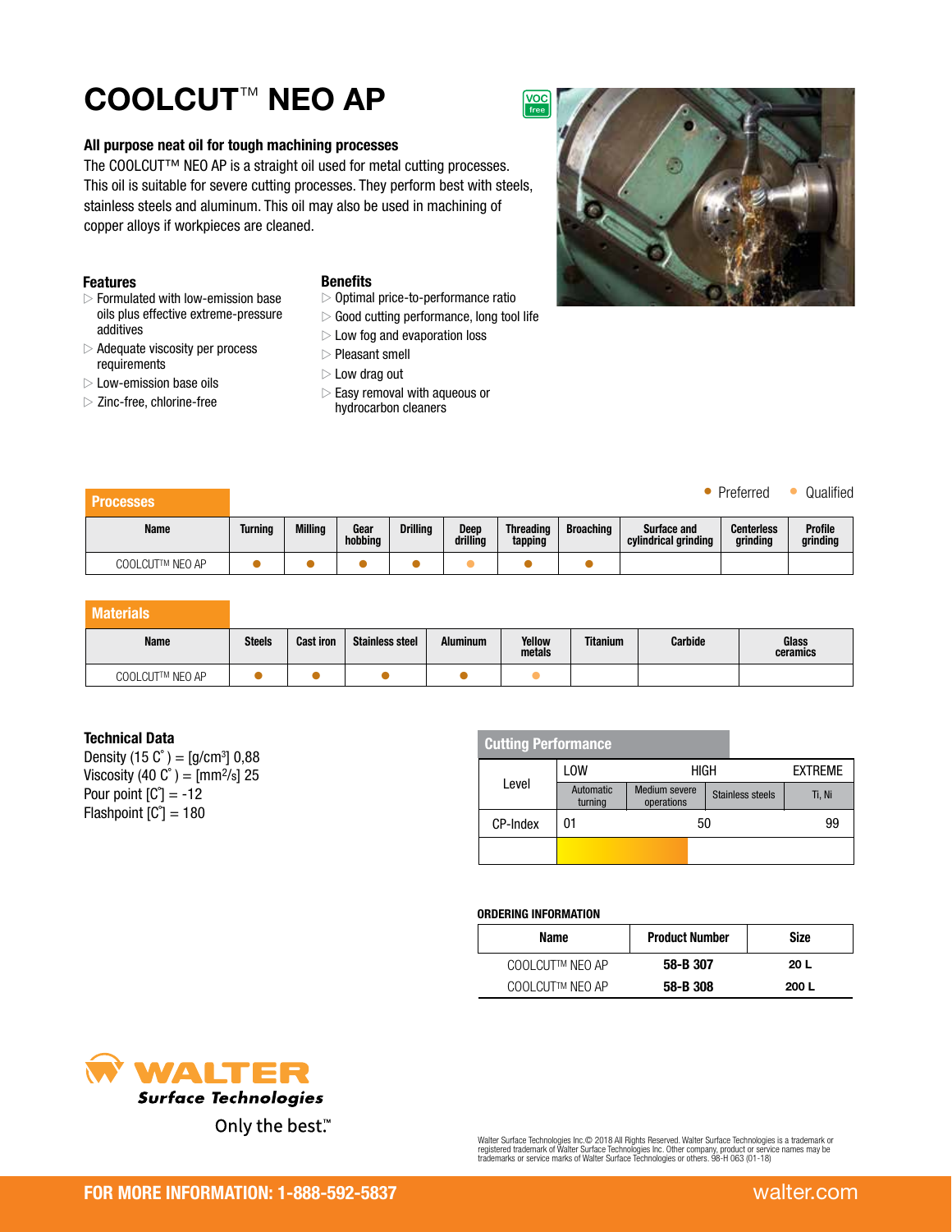# COOLCUT™ NEO AP

VOC free

## All purpose neat oil for tough machining processes

The COOLCUT™ NEO AP is a straight oil used for metal cutting processes. This oil is suitable for severe cutting processes. They perform best with steels, stainless steels and aluminum. This oil may also be used in machining of copper alloys if workpieces are cleaned.

### Features

- Formulated with low-emission base oils plus effective extreme-pressure additives
- Adequate viscosity per process requirements
- Low-emission base oils
- Zinc-free, chlorine-free

### Benefits

- Optimal price-to-performance ratio
- Good cutting performance, long tool life
- Low fog and evaporation loss
- Pleasant smell
- Low drag out
- Easy removal with aqueous or hydrocarbon cleaners

● Preferred ● Qualified

### Processes

| Name | Turning | Milling | Gear hobbing | Drilling | Deep drilling | Threading tapping | Broaching | Surface and cylindrical grinding | Centerless grinding | Profile grinding |
|---|---|---|---|---|---|---|---|---|---|---|
| COOLCUT™ NEO AP | ● (Preferred) | ● (Preferred) | ● (Preferred) | ● (Preferred) | ● (Qualified) | ● (Preferred) | ● (Preferred) | | | |

### Materials

| Name | Steels | Cast iron | Stainless steel | Aluminum | Yellow metals | Titanium | Carbide | Glass ceramics |
|---|---|---|---|---|---|---|---|---|
| COOLCUT™ NEO AP | ● (Preferred) | ● (Preferred) | ● (Preferred) | ● (Preferred) | ● (Qualified) | | | |

### Technical Data

Density (15 C°) = [g/cm³] 0,88
Viscosity (40 C°) = [mm²/s] 25
Pour point [C°] = -12
Flashpoint [C°] = 180

### Cutting Performance

| Level | LOW | | HIGH | EXTREME |
|---|---|---|---|---|
| | Automatic turning | Medium severe operations | Stainless steels | Ti, Ni |
| CP-Index | 01 | | 50 | 99 |

### ORDERING INFORMATION

| Name | Product Number | Size |
|---|---|---|
| COOLCUT™ NEO AP | **58-B 307** | **20 L** |
| COOLCUT™ NEO AP | **58-B 308** | **200 L** |

WALTER Surface Technologies
Only the best.™

Walter Surface Technologies Inc.© 2018 All Rights Reserved. Walter Surface Technologies is a trademark or registered trademark of Walter Surface Technologies Inc. Other company, product or service names may be trademarks or service marks of Walter Surface Technologies or others. 98-H 063 (01-18)

**FOR MORE INFORMATION: 1-888-592-5837** walter.com